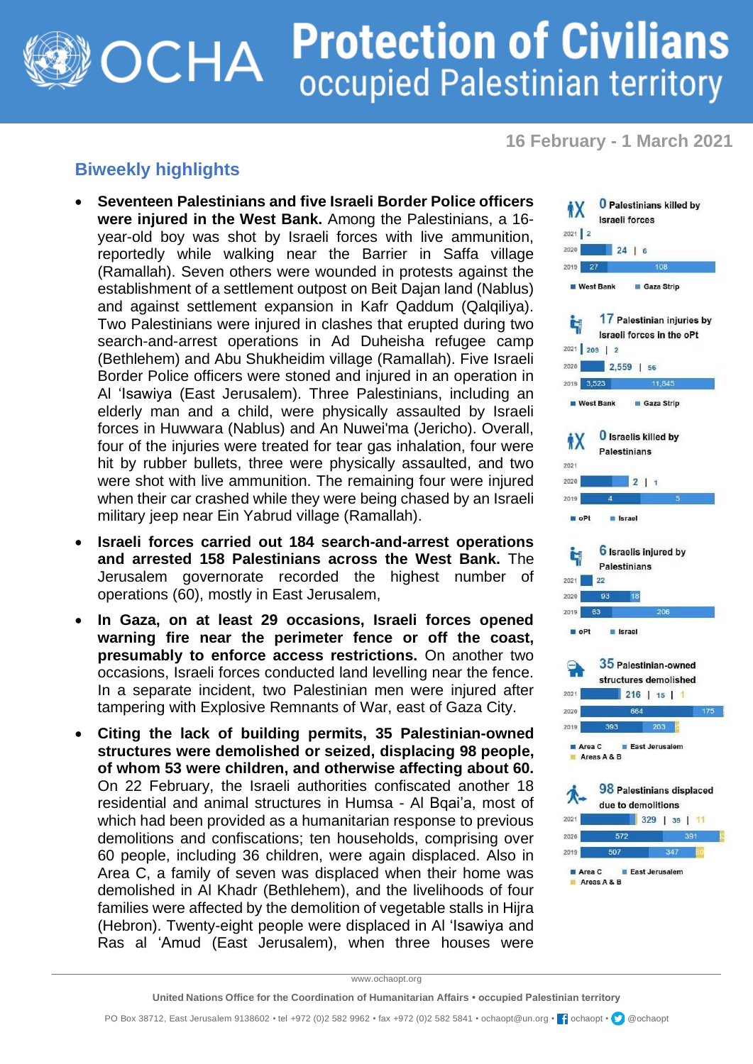# Protection of Civilians occupied Palestinian territory

16 February - 1 March 2021

## Biweekly highlights

- **Seventeen Palestinians and five Israeli Border Police officers were injured in the West Bank.** Among the Palestinians, a 16-year-old boy was shot by Israeli forces with live ammunition, reportedly while walking near the Barrier in Saffa village (Ramallah). Seven others were wounded in protests against the establishment of a settlement outpost on Beit Dajan land (Nablus) and against settlement expansion in Kafr Qaddum (Qalqiliya). Two Palestinians were injured in clashes that erupted during two search-and-arrest operations in Ad Duheisha refugee camp (Bethlehem) and Abu Shukheidim village (Ramallah). Five Israeli Border Police officers were stoned and injured in an operation in Al 'Isawiya (East Jerusalem). Three Palestinians, including an elderly man and a child, were physically assaulted by Israeli forces in Huwwara (Nablus) and An Nuwei'ma (Jericho). Overall, four of the injuries were treated for tear gas inhalation, four were hit by rubber bullets, three were physically assaulted, and two were shot with live ammunition. The remaining four were injured when their car crashed while they were being chased by an Israeli military jeep near Ein Yabrud village (Ramallah).
- **Israeli forces carried out 184 search-and-arrest operations and arrested 158 Palestinians across the West Bank.** The Jerusalem governorate recorded the highest number of operations (60), mostly in East Jerusalem,
- **In Gaza, on at least 29 occasions, Israeli forces opened warning fire near the perimeter fence or off the coast, presumably to enforce access restrictions.** On another two occasions, Israeli forces conducted land levelling near the fence. In a separate incident, two Palestinian men were injured after tampering with Explosive Remnants of War, east of Gaza City.
- **Citing the lack of building permits, 35 Palestinian-owned structures were demolished or seized, displacing 98 people, of whom 53 were children, and otherwise affecting about 60.** On 22 February, the Israeli authorities confiscated another 18 residential and animal structures in Humsa - Al Bqai'a, most of which had been provided as a humanitarian response to previous demolitions and confiscations; ten households, comprising over 60 people, including 36 children, were again displaced. Also in Area C, a family of seven was displaced when their home was demolished in Al Khadr (Bethlehem), and the livelihoods of four families were affected by the demolition of vegetable stalls in Hijra (Hebron). Twenty-eight people were displaced in Al 'Isawiya and Ras al 'Amud (East Jerusalem), when three houses were

**0 Palestinians killed by Israeli forces**

| Year | West Bank | Gaza Strip |
|---|---|---|
| 2021 | 2 | |
| 2020 | 24 | 6 |
| 2019 | 27 | 108 |

**17 Palestinian injuries by Israeli forces in the oPt**

| Year | West Bank | Gaza Strip |
|---|---|---|
| 2021 | 209 | 2 |
| 2020 | 2,559 | 56 |
| 2019 | 3,523 | 11,845 |

**0 Israelis killed by Palestinians**

| Year | oPt | Israel |
|---|---|---|
| 2021 | | |
| 2020 | 2 | 1 |
| 2019 | 4 | 5 |

**6 Israelis injured by Palestinians**

| Year | oPt | Israel |
|---|---|---|
| 2021 | 22 | |
| 2020 | 93 | 18 |
| 2019 | 63 | 206 |

**35 Palestinian-owned structures demolished**

| Year | Area C | East Jerusalem | Areas A & B |
|---|---|---|---|
| 2021 | 216 | 15 | 1 |
| 2020 | 664 | 175 | |
| 2019 | 393 | 203 | |

**98 Palestinians displaced due to demolitions**

| Year | Area C | East Jerusalem | Areas A & B |
|---|---|---|---|
| 2021 | 329 | 39 | 11 |
| 2020 | 572 | 391 | |
| 2019 | 507 | 347 | 50 |

www.ochaopt.org

United Nations Office for the Coordination of Humanitarian Affairs • occupied Palestinian territory

PO Box 38712, East Jerusalem 9138602 • tel +972 (0)2 582 9962 • fax +972 (0)2 582 5841 • ochaopt@un.org • ochaopt • @ochaopt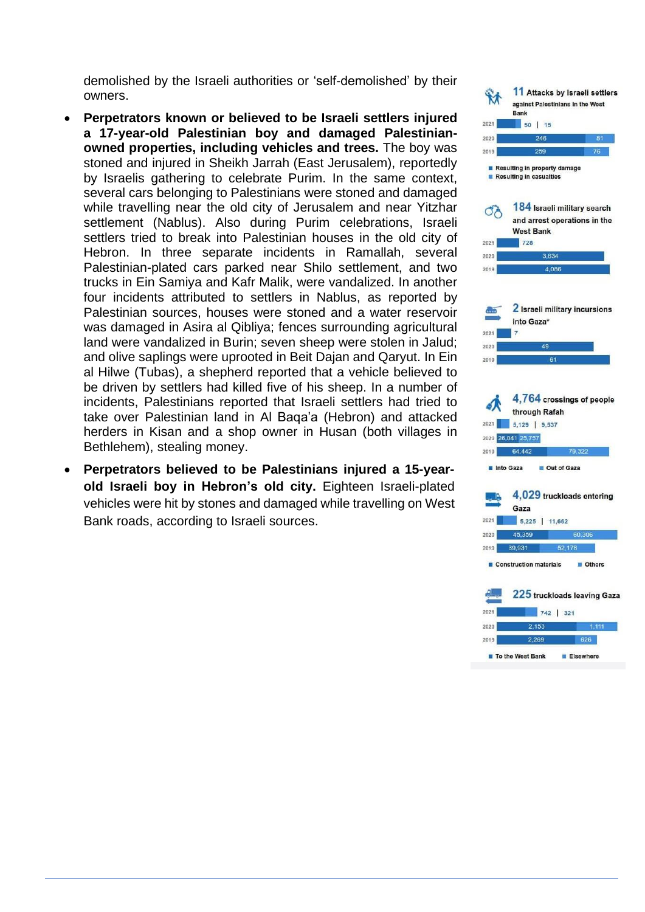demolished by the Israeli authorities or 'self-demolished' by their owners.

- **Perpetrators known or believed to be Israeli settlers injured a 17-year-old Palestinian boy and damaged Palestinian-owned properties, including vehicles and trees.** The boy was stoned and injured in Sheikh Jarrah (East Jerusalem), reportedly by Israelis gathering to celebrate Purim. In the same context, several cars belonging to Palestinians were stoned and damaged while travelling near the old city of Jerusalem and near Yitzhar settlement (Nablus). Also during Purim celebrations, Israeli settlers tried to break into Palestinian houses in the old city of Hebron. In three separate incidents in Ramallah, several Palestinian-plated cars parked near Shilo settlement, and two trucks in Ein Samiya and Kafr Malik, were vandalized. In another four incidents attributed to settlers in Nablus, as reported by Palestinian sources, houses were stoned and a water reservoir was damaged in Asira al Qibliya; fences surrounding agricultural land were vandalized in Burin; seven sheep were stolen in Jalud; and olive saplings were uprooted in Beit Dajan and Qaryut. In Ein al Hilwe (Tubas), a shepherd reported that a vehicle believed to be driven by settlers had killed five of his sheep. In a number of incidents, Palestinians reported that Israeli settlers had tried to take over Palestinian land in Al Baqa'a (Hebron) and attacked herders in Kisan and a shop owner in Husan (both villages in Bethlehem), stealing money.
- **Perpetrators believed to be Palestinians injured a 15-year-old Israeli boy in Hebron's old city.** Eighteen Israeli-plated vehicles were hit by stones and damaged while travelling on West Bank roads, according to Israeli sources.

**11** Attacks by Israeli settlers against Palestinians in the West Bank

2021 50 | 15
2020 246 81
2019 259 76

Resulting in property damage
Resulting in casualties

**184** Israeli military search and arrest operations in the West Bank

2021 728
2020 3,634
2019 4,086

**2** Israeli military incursions into Gaza*

2021 7
2020 49
2019 61

**4,764** crossings of people through Rafah

2021 5,129 | 9,537
2020 26,041 25,757
2019 64,442 79,322

Into Gaza
Out of Gaza

**4,029** truckloads entering Gaza

2021 5,225 | 11,662
2020 45,359 60,306
2019 39,931 52,178

Construction materials
Others

**225** truckloads leaving Gaza

2021 742 | 321
2020 2,153 1,111
2019 2,269 626

To the West Bank
Elsewhere